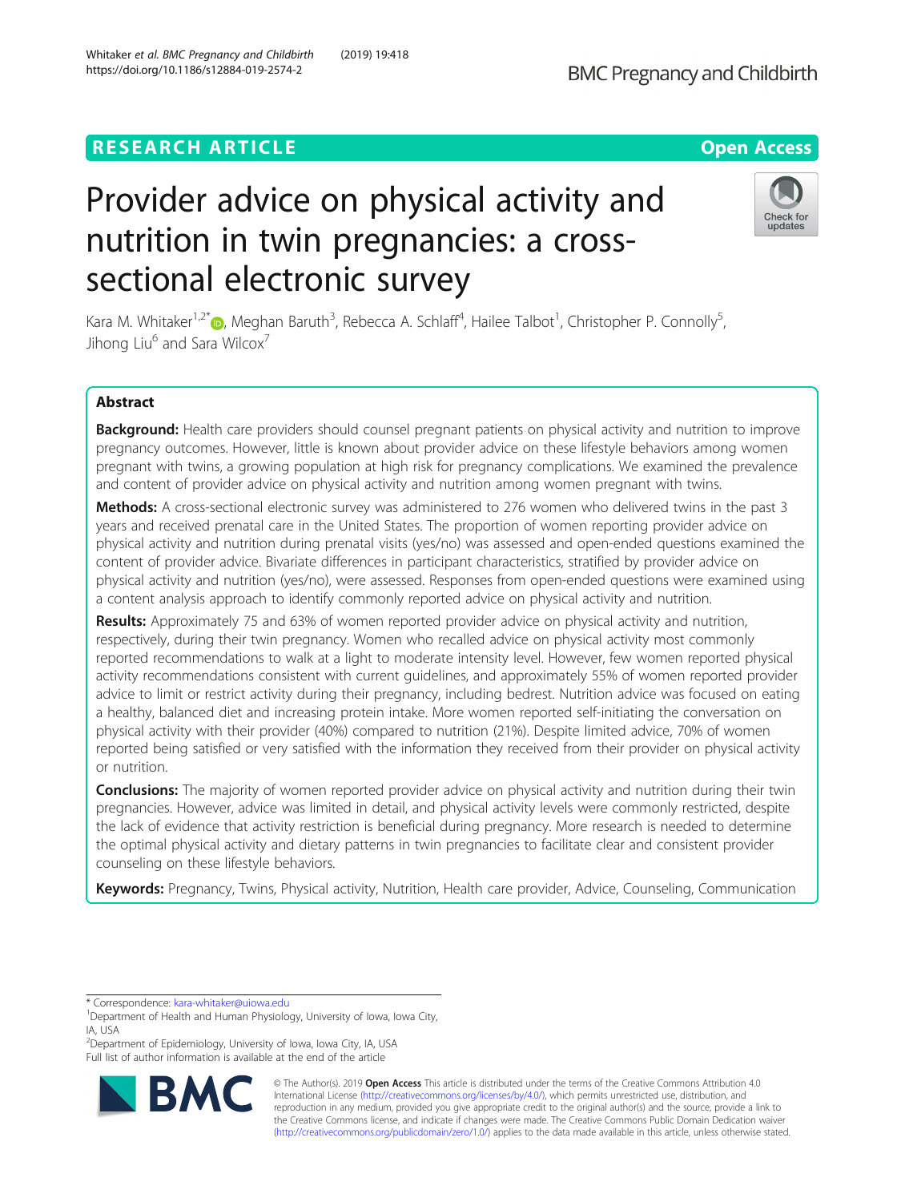RESEARCH ARTICLE

Open Access

# Provider advice on physical activity and nutrition in twin pregnancies: a cross-sectional electronic survey

Kara M. Whitaker[1,2*], Meghan Baruth[3], Rebecca A. Schlaff[4], Hailee Talbot[1], Christopher P. Connolly[5], Jihong Liu[6] and Sara Wilcox[7]

## Abstract

**Background:** Health care providers should counsel pregnant patients on physical activity and nutrition to improve pregnancy outcomes. However, little is known about provider advice on these lifestyle behaviors among women pregnant with twins, a growing population at high risk for pregnancy complications. We examined the prevalence and content of provider advice on physical activity and nutrition among women pregnant with twins.

**Methods:** A cross-sectional electronic survey was administered to 276 women who delivered twins in the past 3 years and received prenatal care in the United States. The proportion of women reporting provider advice on physical activity and nutrition during prenatal visits (yes/no) was assessed and open-ended questions examined the content of provider advice. Bivariate differences in participant characteristics, stratified by provider advice on physical activity and nutrition (yes/no), were assessed. Responses from open-ended questions were examined using a content analysis approach to identify commonly reported advice on physical activity and nutrition.

**Results:** Approximately 75 and 63% of women reported provider advice on physical activity and nutrition, respectively, during their twin pregnancy. Women who recalled advice on physical activity most commonly reported recommendations to walk at a light to moderate intensity level. However, few women reported physical activity recommendations consistent with current guidelines, and approximately 55% of women reported provider advice to limit or restrict activity during their pregnancy, including bedrest. Nutrition advice was focused on eating a healthy, balanced diet and increasing protein intake. More women reported self-initiating the conversation on physical activity with their provider (40%) compared to nutrition (21%). Despite limited advice, 70% of women reported being satisfied or very satisfied with the information they received from their provider on physical activity or nutrition.

**Conclusions:** The majority of women reported provider advice on physical activity and nutrition during their twin pregnancies. However, advice was limited in detail, and physical activity levels were commonly restricted, despite the lack of evidence that activity restriction is beneficial during pregnancy. More research is needed to determine the optimal physical activity and dietary patterns in twin pregnancies to facilitate clear and consistent provider counseling on these lifestyle behaviors.

**Keywords:** Pregnancy, Twins, Physical activity, Nutrition, Health care provider, Advice, Counseling, Communication

---

\* Correspondence: kara-whitaker@uiowa.edu
[1]Department of Health and Human Physiology, University of Iowa, Iowa City, IA, USA
[2]Department of Epidemiology, University of Iowa, Iowa City, IA, USA
Full list of author information is available at the end of the article

© The Author(s). 2019 **Open Access** This article is distributed under the terms of the Creative Commons Attribution 4.0 International License (http://creativecommons.org/licenses/by/4.0/), which permits unrestricted use, distribution, and reproduction in any medium, provided you give appropriate credit to the original author(s) and the source, provide a link to the Creative Commons license, and indicate if changes were made. The Creative Commons Public Domain Dedication waiver (http://creativecommons.org/publicdomain/zero/1.0/) applies to the data made available in this article, unless otherwise stated.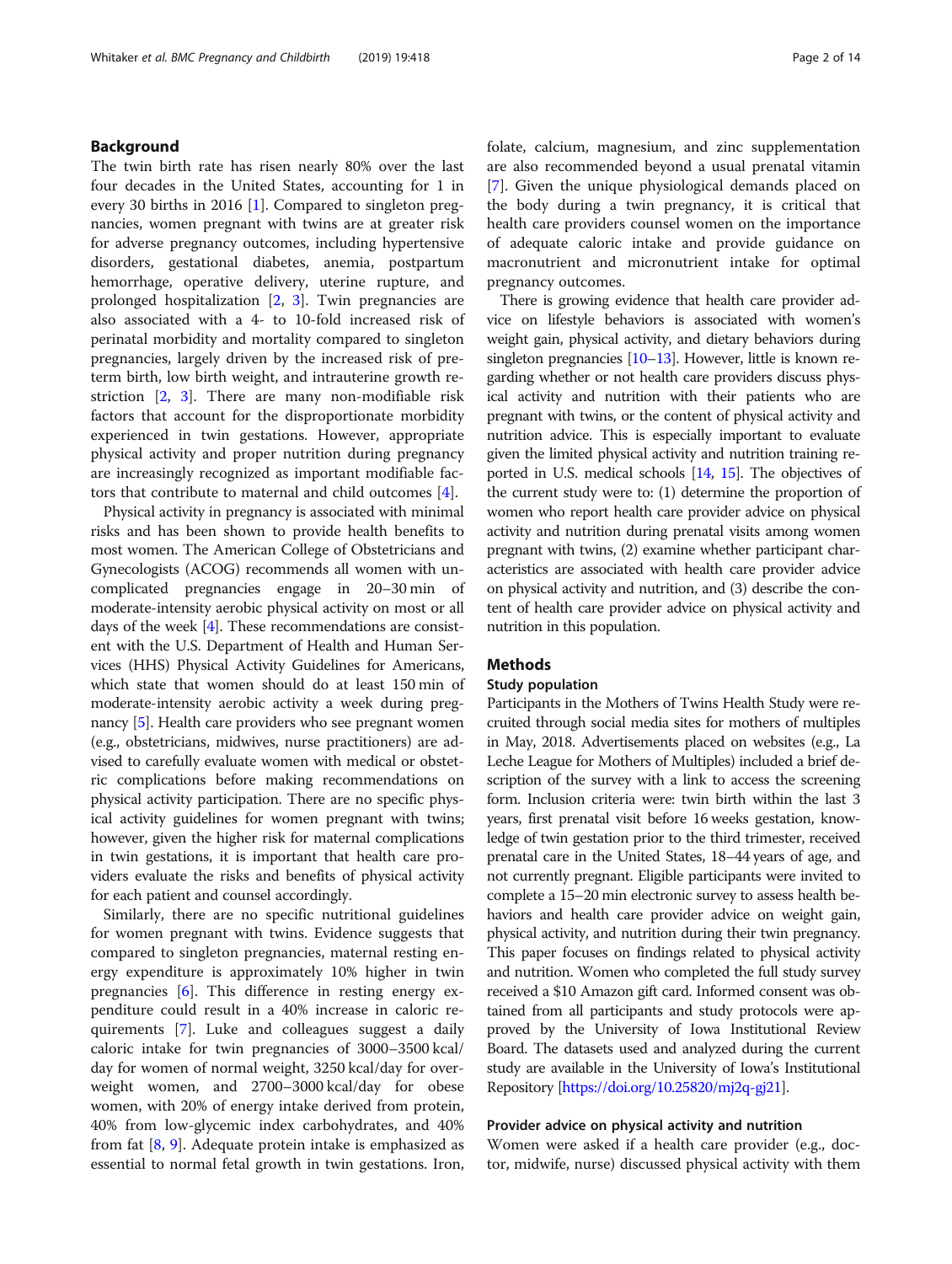## Background

The twin birth rate has risen nearly 80% over the last four decades in the United States, accounting for 1 in every 30 births in 2016 [1]. Compared to singleton pregnancies, women pregnant with twins are at greater risk for adverse pregnancy outcomes, including hypertensive disorders, gestational diabetes, anemia, postpartum hemorrhage, operative delivery, uterine rupture, and prolonged hospitalization [2, 3]. Twin pregnancies are also associated with a 4- to 10-fold increased risk of perinatal morbidity and mortality compared to singleton pregnancies, largely driven by the increased risk of preterm birth, low birth weight, and intrauterine growth restriction [2, 3]. There are many non-modifiable risk factors that account for the disproportionate morbidity experienced in twin gestations. However, appropriate physical activity and proper nutrition during pregnancy are increasingly recognized as important modifiable factors that contribute to maternal and child outcomes [4].

Physical activity in pregnancy is associated with minimal risks and has been shown to provide health benefits to most women. The American College of Obstetricians and Gynecologists (ACOG) recommends all women with uncomplicated pregnancies engage in 20–30 min of moderate-intensity aerobic physical activity on most or all days of the week [4]. These recommendations are consistent with the U.S. Department of Health and Human Services (HHS) Physical Activity Guidelines for Americans, which state that women should do at least 150 min of moderate-intensity aerobic activity a week during pregnancy [5]. Health care providers who see pregnant women (e.g., obstetricians, midwives, nurse practitioners) are advised to carefully evaluate women with medical or obstetric complications before making recommendations on physical activity participation. There are no specific physical activity guidelines for women pregnant with twins; however, given the higher risk for maternal complications in twin gestations, it is important that health care providers evaluate the risks and benefits of physical activity for each patient and counsel accordingly.

Similarly, there are no specific nutritional guidelines for women pregnant with twins. Evidence suggests that compared to singleton pregnancies, maternal resting energy expenditure is approximately 10% higher in twin pregnancies [6]. This difference in resting energy expenditure could result in a 40% increase in caloric requirements [7]. Luke and colleagues suggest a daily caloric intake for twin pregnancies of 3000–3500 kcal/day for women of normal weight, 3250 kcal/day for overweight women, and 2700–3000 kcal/day for obese women, with 20% of energy intake derived from protein, 40% from low-glycemic index carbohydrates, and 40% from fat [8, 9]. Adequate protein intake is emphasized as essential to normal fetal growth in twin gestations. Iron, folate, calcium, magnesium, and zinc supplementation are also recommended beyond a usual prenatal vitamin [7]. Given the unique physiological demands placed on the body during a twin pregnancy, it is critical that health care providers counsel women on the importance of adequate caloric intake and provide guidance on macronutrient and micronutrient intake for optimal pregnancy outcomes.

There is growing evidence that health care provider advice on lifestyle behaviors is associated with women's weight gain, physical activity, and dietary behaviors during singleton pregnancies [10–13]. However, little is known regarding whether or not health care providers discuss physical activity and nutrition with their patients who are pregnant with twins, or the content of physical activity and nutrition advice. This is especially important to evaluate given the limited physical activity and nutrition training reported in U.S. medical schools [14, 15]. The objectives of the current study were to: (1) determine the proportion of women who report health care provider advice on physical activity and nutrition during prenatal visits among women pregnant with twins, (2) examine whether participant characteristics are associated with health care provider advice on physical activity and nutrition, and (3) describe the content of health care provider advice on physical activity and nutrition in this population.

## Methods

### Study population

Participants in the Mothers of Twins Health Study were recruited through social media sites for mothers of multiples in May, 2018. Advertisements placed on websites (e.g., La Leche League for Mothers of Multiples) included a brief description of the survey with a link to access the screening form. Inclusion criteria were: twin birth within the last 3 years, first prenatal visit before 16 weeks gestation, knowledge of twin gestation prior to the third trimester, received prenatal care in the United States, 18–44 years of age, and not currently pregnant. Eligible participants were invited to complete a 15–20 min electronic survey to assess health behaviors and health care provider advice on weight gain, physical activity, and nutrition during their twin pregnancy. This paper focuses on findings related to physical activity and nutrition. Women who completed the full study survey received a $10 Amazon gift card. Informed consent was obtained from all participants and study protocols were approved by the University of Iowa Institutional Review Board. The datasets used and analyzed during the current study are available in the University of Iowa's Institutional Repository [https://doi.org/10.25820/mj2q-gj21].

### Provider advice on physical activity and nutrition

Women were asked if a health care provider (e.g., doctor, midwife, nurse) discussed physical activity with them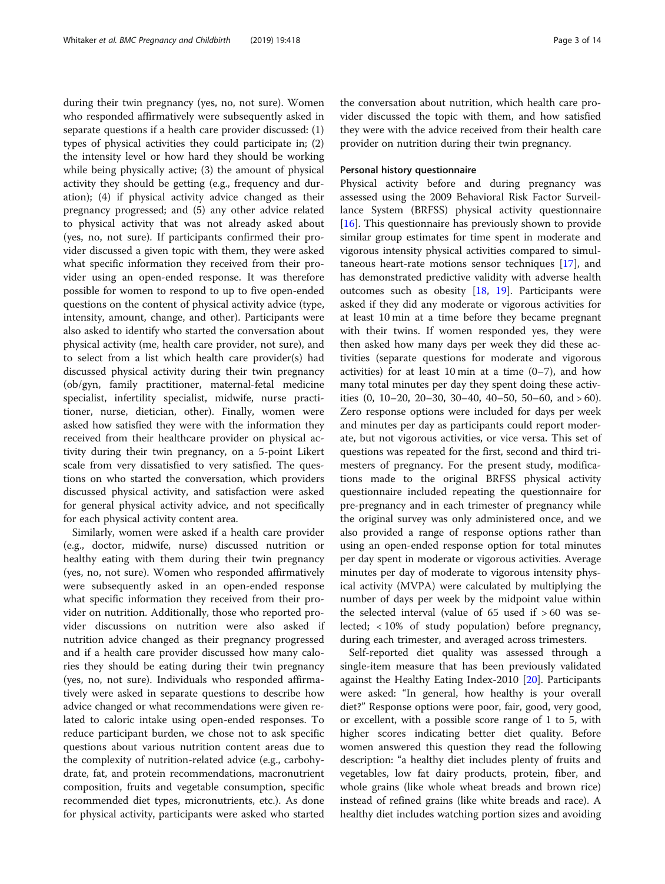during their twin pregnancy (yes, no, not sure). Women who responded affirmatively were subsequently asked in separate questions if a health care provider discussed: (1) types of physical activities they could participate in; (2) the intensity level or how hard they should be working while being physically active; (3) the amount of physical activity they should be getting (e.g., frequency and duration); (4) if physical activity advice changed as their pregnancy progressed; and (5) any other advice related to physical activity that was not already asked about (yes, no, not sure). If participants confirmed their provider discussed a given topic with them, they were asked what specific information they received from their provider using an open-ended response. It was therefore possible for women to respond to up to five open-ended questions on the content of physical activity advice (type, intensity, amount, change, and other). Participants were also asked to identify who started the conversation about physical activity (me, health care provider, not sure), and to select from a list which health care provider(s) had discussed physical activity during their twin pregnancy (ob/gyn, family practitioner, maternal-fetal medicine specialist, infertility specialist, midwife, nurse practitioner, nurse, dietician, other). Finally, women were asked how satisfied they were with the information they received from their healthcare provider on physical activity during their twin pregnancy, on a 5-point Likert scale from very dissatisfied to very satisfied. The questions on who started the conversation, which providers discussed physical activity, and satisfaction were asked for general physical activity advice, and not specifically for each physical activity content area.

Similarly, women were asked if a health care provider (e.g., doctor, midwife, nurse) discussed nutrition or healthy eating with them during their twin pregnancy (yes, no, not sure). Women who responded affirmatively were subsequently asked in an open-ended response what specific information they received from their provider on nutrition. Additionally, those who reported provider discussions on nutrition were also asked if nutrition advice changed as their pregnancy progressed and if a health care provider discussed how many calories they should be eating during their twin pregnancy (yes, no, not sure). Individuals who responded affirmatively were asked in separate questions to describe how advice changed or what recommendations were given related to caloric intake using open-ended responses. To reduce participant burden, we chose not to ask specific questions about various nutrition content areas due to the complexity of nutrition-related advice (e.g., carbohydrate, fat, and protein recommendations, macronutrient composition, fruits and vegetable consumption, specific recommended diet types, micronutrients, etc.). As done for physical activity, participants were asked who started the conversation about nutrition, which health care provider discussed the topic with them, and how satisfied they were with the advice received from their health care provider on nutrition during their twin pregnancy.

#### Personal history questionnaire

Physical activity before and during pregnancy was assessed using the 2009 Behavioral Risk Factor Surveillance System (BRFSS) physical activity questionnaire [16]. This questionnaire has previously shown to provide similar group estimates for time spent in moderate and vigorous intensity physical activities compared to simultaneous heart-rate motions sensor techniques [17], and has demonstrated predictive validity with adverse health outcomes such as obesity [18, 19]. Participants were asked if they did any moderate or vigorous activities for at least 10 min at a time before they became pregnant with their twins. If women responded yes, they were then asked how many days per week they did these activities (separate questions for moderate and vigorous activities) for at least 10 min at a time (0–7), and how many total minutes per day they spent doing these activities (0, 10–20, 20–30, 30–40, 40–50, 50–60, and > 60). Zero response options were included for days per week and minutes per day as participants could report moderate, but not vigorous activities, or vice versa. This set of questions was repeated for the first, second and third trimesters of pregnancy. For the present study, modifications made to the original BRFSS physical activity questionnaire included repeating the questionnaire for pre-pregnancy and in each trimester of pregnancy while the original survey was only administered once, and we also provided a range of response options rather than using an open-ended response option for total minutes per day spent in moderate or vigorous activities. Average minutes per day of moderate to vigorous intensity physical activity (MVPA) were calculated by multiplying the number of days per week by the midpoint value within the selected interval (value of 65 used if > 60 was selected; < 10% of study population) before pregnancy, during each trimester, and averaged across trimesters.

Self-reported diet quality was assessed through a single-item measure that has been previously validated against the Healthy Eating Index-2010 [20]. Participants were asked: "In general, how healthy is your overall diet?" Response options were poor, fair, good, very good, or excellent, with a possible score range of 1 to 5, with higher scores indicating better diet quality. Before women answered this question they read the following description: "a healthy diet includes plenty of fruits and vegetables, low fat dairy products, protein, fiber, and whole grains (like whole wheat breads and brown rice) instead of refined grains (like white breads and race). A healthy diet includes watching portion sizes and avoiding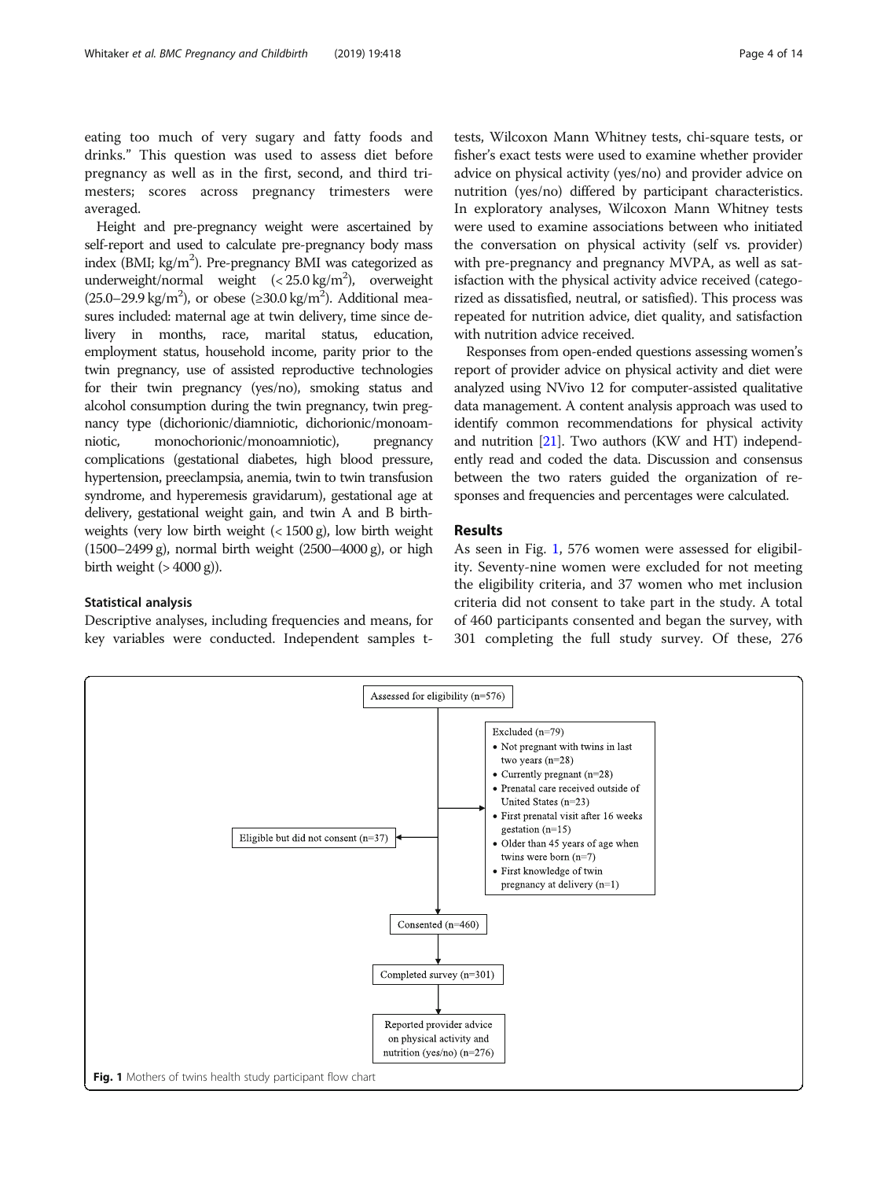eating too much of very sugary and fatty foods and drinks." This question was used to assess diet before pregnancy as well as in the first, second, and third trimesters; scores across pregnancy trimesters were averaged.

Height and pre-pregnancy weight were ascertained by self-report and used to calculate pre-pregnancy body mass index (BMI; kg/m$^2$). Pre-pregnancy BMI was categorized as underweight/normal weight (< 25.0 kg/m$^2$), overweight (25.0–29.9 kg/m$^2$), or obese (≥30.0 kg/m$^2$). Additional measures included: maternal age at twin delivery, time since delivery in months, race, marital status, education, employment status, household income, parity prior to the twin pregnancy, use of assisted reproductive technologies for their twin pregnancy (yes/no), smoking status and alcohol consumption during the twin pregnancy, twin pregnancy type (dichorionic/diamniotic, dichorionic/monoamniotic, monochorionic/monoamniotic), pregnancy complications (gestational diabetes, high blood pressure, hypertension, preeclampsia, anemia, twin to twin transfusion syndrome, and hyperemesis gravidarum), gestational age at delivery, gestational weight gain, and twin A and B birthweights (very low birth weight (< 1500 g), low birth weight (1500–2499 g), normal birth weight (2500–4000 g), or high birth weight (> 4000 g)).

### Statistical analysis

Descriptive analyses, including frequencies and means, for key variables were conducted. Independent samples t-tests, Wilcoxon Mann Whitney tests, chi-square tests, or fisher's exact tests were used to examine whether provider advice on physical activity (yes/no) and provider advice on nutrition (yes/no) differed by participant characteristics. In exploratory analyses, Wilcoxon Mann Whitney tests were used to examine associations between who initiated the conversation on physical activity (self vs. provider) with pre-pregnancy and pregnancy MVPA, as well as satisfaction with the physical activity advice received (categorized as dissatisfied, neutral, or satisfied). This process was repeated for nutrition advice, diet quality, and satisfaction with nutrition advice received.

Responses from open-ended questions assessing women's report of provider advice on physical activity and diet were analyzed using NVivo 12 for computer-assisted qualitative data management. A content analysis approach was used to identify common recommendations for physical activity and nutrition [21]. Two authors (KW and HT) independently read and coded the data. Discussion and consensus between the two raters guided the organization of responses and frequencies and percentages were calculated.

## Results

As seen in Fig. 1, 576 women were assessed for eligibility. Seventy-nine women were excluded for not meeting the eligibility criteria, and 37 women who met inclusion criteria did not consent to take part in the study. A total of 460 participants consented and began the survey, with 301 completing the full study survey. Of these, 276

Assessed for eligibility (n=576)

Excluded (n=79)
- Not pregnant with twins in last two years (n=28)
- Currently pregnant (n=28)
- Prenatal care received outside of United States (n=23)
- First prenatal visit after 16 weeks gestation (n=15)
- Older than 45 years of age when twins were born (n=7)
- First knowledge of twin pregnancy at delivery (n=1)

Eligible but did not consent (n=37)

Consented (n=460)

Completed survey (n=301)

Reported provider advice on physical activity and nutrition (yes/no) (n=276)

**Fig. 1** Mothers of twins health study participant flow chart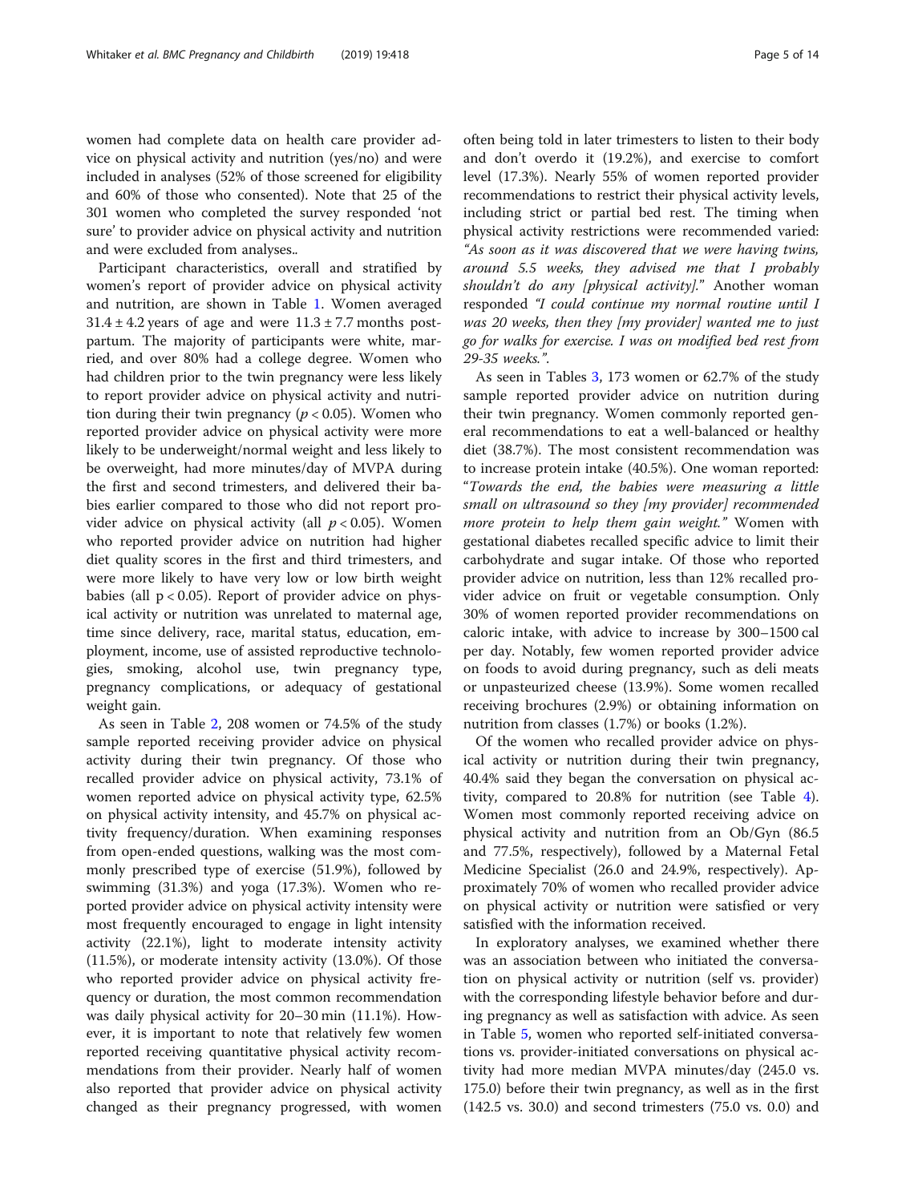women had complete data on health care provider advice on physical activity and nutrition (yes/no) and were included in analyses (52% of those screened for eligibility and 60% of those who consented). Note that 25 of the 301 women who completed the survey responded 'not sure' to provider advice on physical activity and nutrition and were excluded from analyses..

Participant characteristics, overall and stratified by women's report of provider advice on physical activity and nutrition, are shown in Table 1. Women averaged $31.4 \pm 4.2$ years of age and were $11.3 \pm 7.7$ months postpartum. The majority of participants were white, married, and over 80% had a college degree. Women who had children prior to the twin pregnancy were less likely to report provider advice on physical activity and nutrition during their twin pregnancy ($p < 0.05$). Women who reported provider advice on physical activity were more likely to be underweight/normal weight and less likely to be overweight, had more minutes/day of MVPA during the first and second trimesters, and delivered their babies earlier compared to those who did not report provider advice on physical activity (all $p < 0.05$). Women who reported provider advice on nutrition had higher diet quality scores in the first and third trimesters, and were more likely to have very low or low birth weight babies (all $p < 0.05$). Report of provider advice on physical activity or nutrition was unrelated to maternal age, time since delivery, race, marital status, education, employment, income, use of assisted reproductive technologies, smoking, alcohol use, twin pregnancy type, pregnancy complications, or adequacy of gestational weight gain.

As seen in Table 2, 208 women or 74.5% of the study sample reported receiving provider advice on physical activity during their twin pregnancy. Of those who recalled provider advice on physical activity, 73.1% of women reported advice on physical activity type, 62.5% on physical activity intensity, and 45.7% on physical activity frequency/duration. When examining responses from open-ended questions, walking was the most commonly prescribed type of exercise (51.9%), followed by swimming (31.3%) and yoga (17.3%). Women who reported provider advice on physical activity intensity were most frequently encouraged to engage in light intensity activity (22.1%), light to moderate intensity activity (11.5%), or moderate intensity activity (13.0%). Of those who reported provider advice on physical activity frequency or duration, the most common recommendation was daily physical activity for 20–30 min (11.1%). However, it is important to note that relatively few women reported receiving quantitative physical activity recommendations from their provider. Nearly half of women also reported that provider advice on physical activity changed as their pregnancy progressed, with women often being told in later trimesters to listen to their body and don't overdo it (19.2%), and exercise to comfort level (17.3%). Nearly 55% of women reported provider recommendations to restrict their physical activity levels, including strict or partial bed rest. The timing when physical activity restrictions were recommended varied: *"As soon as it was discovered that we were having twins, around 5.5 weeks, they advised me that I probably shouldn't do any [physical activity]."* Another woman responded *"I could continue my normal routine until I was 20 weeks, then they [my provider] wanted me to just go for walks for exercise. I was on modified bed rest from 29-35 weeks."*.

As seen in Tables 3, 173 women or 62.7% of the study sample reported provider advice on nutrition during their twin pregnancy. Women commonly reported general recommendations to eat a well-balanced or healthy diet (38.7%). The most consistent recommendation was to increase protein intake (40.5%). One woman reported: "*Towards the end, the babies were measuring a little small on ultrasound so they [my provider] recommended more protein to help them gain weight.*" Women with gestational diabetes recalled specific advice to limit their carbohydrate and sugar intake. Of those who reported provider advice on nutrition, less than 12% recalled provider advice on fruit or vegetable consumption. Only 30% of women reported provider recommendations on caloric intake, with advice to increase by 300–1500 cal per day. Notably, few women reported provider advice on foods to avoid during pregnancy, such as deli meats or unpasteurized cheese (13.9%). Some women recalled receiving brochures (2.9%) or obtaining information on nutrition from classes (1.7%) or books (1.2%).

Of the women who recalled provider advice on physical activity or nutrition during their twin pregnancy, 40.4% said they began the conversation on physical activity, compared to 20.8% for nutrition (see Table 4). Women most commonly reported receiving advice on physical activity and nutrition from an Ob/Gyn (86.5 and 77.5%, respectively), followed by a Maternal Fetal Medicine Specialist (26.0 and 24.9%, respectively). Approximately 70% of women who recalled provider advice on physical activity or nutrition were satisfied or very satisfied with the information received.

In exploratory analyses, we examined whether there was an association between who initiated the conversation on physical activity or nutrition (self vs. provider) with the corresponding lifestyle behavior before and during pregnancy as well as satisfaction with advice. As seen in Table 5, women who reported self-initiated conversations vs. provider-initiated conversations on physical activity had more median MVPA minutes/day (245.0 vs. 175.0) before their twin pregnancy, as well as in the first (142.5 vs. 30.0) and second trimesters (75.0 vs. 0.0) and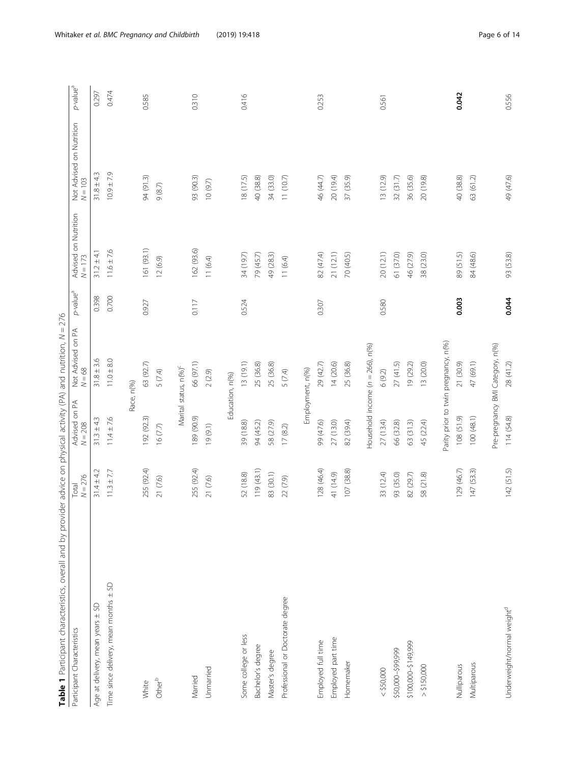**Table 1** Participant characteristics, overall and by provider advice on physical activity (PA) and nutrition, $N = 276$

| Participant Characteristics | Total $N = 276$ | Advised on PA $N = 208$ | Not Advised on PA $N = 68$ | *p*-value[a] | Advised on Nutrition $N = 173$ | Not Advised on Nutrition $N = 103$ | *p*-value[a] |
|---|---|---|---|---|---|---|---|
| Age at delivery, mean years ± SD | 31.4 ± 4.2 | 31.3 ± 4.3 | 31.8 ± 3.6 | 0.398 | 31.2 ± 4.1 | 31.8 ± 4.3 | 0.297 |
| Time since delivery, mean months ± SD | 11.3 ± 7.7 | 11.4 ± 7.6 | 11.0 ± 8.0 | 0.700 | 11.6 ± 7.6 | 10.9 ± 7.9 | 0.474 |
| Race, n(%) | | | | | | | |
| White | 255 (92.4) | 192 (92.3) | 63 (92.7) | 0.927 | 161 (93.1) | 94 (91.3) | 0.585 |
| Other[b] | 21 (7.6) | 16 (7.7) | 5 (7.4) | | 12 (6.9) | 9 (8.7) | |
| Marital status, n(%)[c] | | | | | | | |
| Married | 255 (92.4) | 189 (90.9) | 66 (97.1) | 0.117 | 162 (93.6) | 93 (90.3) | 0.310 |
| Unmarried | 21 (7.6) | 19 (9.1) | 2 (2.9) | | 11 (6.4) | 10 (9.7) | |
| Education, n(%) | | | | | | | |
| Some college or less | 52 (18.8) | 39 (18.8) | 13 (19.1) | 0.524 | 34 (19.7) | 18 (17.5) | 0.416 |
| Bachelor's degree | 119 (43.1) | 94 (45.2) | 25 (36.8) | | 79 (45.7) | 40 (38.8) | |
| Master's degree | 83 (30.1) | 58 (27.9) | 25 (36.8) | | 49 (28.3) | 34 (33.0) | |
| Professional or Doctorate degree | 22 (7.9) | 17 (8.2) | 5 (7.4) | | 11 (6.4) | 11 (10.7) | |
| Employment, n(%) | | | | | | | |
| Employed full time | 128 (46.4) | 99 (47.6) | 29 (42.7) | 0.307 | 82 (47.4) | 46 (44.7) | 0.253 |
| Employed part time | 41 (14.9) | 27 (13.0) | 14 (20.6) | | 21 (12.1) | 20 (19.4) | |
| Homemaker | 107 (38.8) | 82 (39.4) | 25 (36.8) | | 70 (40.5) | 37 (35.9) | |
| Household income ($n = 266$), n(%) | | | | | | | |
| < $50,000 | 33 (12.4) | 27 (13.4) | 6 (9.2) | 0.580 | 20 (12.1) | 13 (12.9) | 0.561 |
| $50,000–$99,999 | 93 (35.0) | 66 (32.8) | 27 (41.5) | | 61 (37.0) | 32 (31.7) | |
| $100,000–$149,999 | 82 (29.7) | 63 (31.3) | 19 (29.2) | | 46 (27.9) | 36 (35.6) | |
| > $150,000 | 58 (21.8) | 45 (22.4) | 13 (20.0) | | 38 (23.0) | 20 (19.8) | |
| Parity prior to twin pregnancy, n(%) | | | | | | | |
| Nulliparous | 129 (46.7) | 108 (51.9) | 21 (30.9) | **0.003** | 89 (51.5) | 40 (38.8) | **0.042** |
| Multiparous | 147 (53.3) | 100 (48.1) | 47 (69.1) | | 84 (48.6) | 63 (61.2) | |
| Pre-pregnancy BMI Category, n(%) | | | | | | | |
| Underweight/normal weight[d] | 142 (51.5) | 114 (54.8) | 28 (41.2) | **0.044** | 93 (53.8) | 49 (47.6) | 0.556 |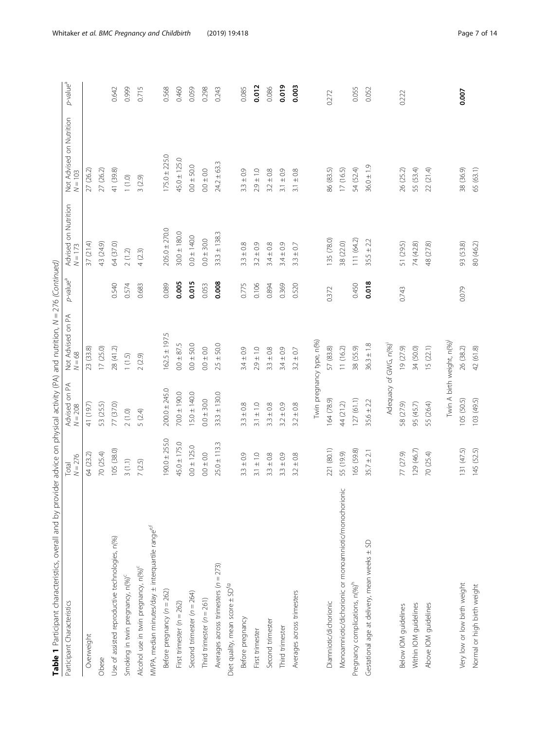**Table 1** Participant characteristics, overall and by provider advice on physical activity (PA) and nutrition, $N = 276$ *(Continued)*

| Participant Characteristics | Total $N = 276$ | Advised on PA $N = 208$ | Not Advised on PA $N = 68$ | *p*-value[a] | Advised on Nutrition $N = 173$ | Not Advised on Nutrition $N = 103$ | *p*-value[a] |
|---|---|---|---|---|---|---|---|
| Overweight | 64 (23.2) | 41 (19.7) | 23 (33.8) | | 37 (21.4) | 27 (26.2) | |
| Obese | 70 (25.4) | 53 (25.5) | 17 (25.0) | | 43 (24.9) | 27 (26.2) | |
| Use of assisted reproductive technologies, n(%) | 105 (38.0) | 77 (37.0) | 28 (41.2) | 0.540 | 64 (37.0) | 41 (39.8) | 0.642 |
| Smoking in twin pregnancy, n(%)[c] | 3 (1.1) | 2 (1.0) | 1 (1.5) | 0.574 | 2 (1.2) | 1 (1.0) | 0.999 |
| Alcohol use in twin pregnancy, n(%)[c] | 7 (2.5) | 5 (2.4) | 2 (2.9) | 0.683 | 4 (2.3) | 3 (2.9) | 0.715 |
| MVPA, median minutes/day ± interquartile range[e,f] | | | | | | | |
| Before pregnancy ($n = 262$) | 190.0 ± 255.0 | 200.0 ± 245.0 | 162.5 ± 197.5 | 0.089 | 205.0 ± 270.0 | 175.0 ± 225.0 | 0.568 |
| First trimester ($n = 262$) | 45.0 ± 175.0 | 70.0 ± 190.0 | 0.0 ± 87.5 | **0.005** | 30.0 ± 180.0 | 45.0 ± 125.0 | 0.460 |
| Second trimester ($n = 264$) | 0.0 ± 125.0 | 15.0 ± 140.0 | 0.0 ± 50.0 | **0.015** | 0.0 ± 140.0 | 0.0 ± 50.0 | 0.059 |
| Third trimester ($n = 261$) | 0.0 ± 0.0 | 0.0 ± 30.0 | 0.0 ± 0.0 | 0.053 | 0.0 ± 30.0 | 0.0 ± 0.0 | 0.298 |
| Averages across trimesters ($n = 273$) | 25.0 ± 113.3 | 33.3 ± 130.0 | 2.5 ± 50.0 | **0.008** | 33.3 ± 138.3 | 24.2 ± 63.3 | 0.243 |
| Diet quality, mean score ± SD[f,g] | | | | | | | |
| Before pregnancy | 3.3 ± 0.9 | 3.3 ± 0.8 | 3.4 ± 0.9 | 0.775 | 3.3 ± 0.8 | 3.3 ± 0.9 | 0.085 |
| First trimester | 3.1 ± 1.0 | 3.1 ± 1.0 | 2.9 ± 1.0 | 0.106 | 3.2 ± 0.9 | 2.9 ± 1.0 | **0.012** |
| Second trimester | 3.3 ± 0.8 | 3.3 ± 0.8 | 3.3 ± 0.8 | 0.894 | 3.4 ± 0.8 | 3.2 ± 0.8 | 0.086 |
| Third trimester | 3.3 ± 0.9 | 3.2 ± 0.9 | 3.4 ± 0.9 | 0.369 | 3.4 ± 0.9 | 3.1 ± 0.9 | **0.019** |
| Averages across trimesters | 3.2 ± 0.8 | 3.2 ± 0.8 | 3.2 ± 0.7 | 0.520 | 3.3 ± 0.7 | 3.1 ± 0.8 | **0.003** |
| | | Twin pregnancy type, n(%) | | | | | |
| Diamniotic/dichorionic | 221 (80.1) | 164 (78.9) | 57 (83.8) | 0.372 | 135 (78.0) | 86 (83.5) | 0.272 |
| Monoamniotic/dichorionic or monoamniotic/monochorionic | 55 (19.9) | 44 (21.2) | 11 (16.2) | | 38 (22.0) | 17 (16.5) | |
| Pregnancy complications, n(%)[h] | 165 (59.8) | 127 (61.1) | 38 (55.9) | 0.450 | 111 (64.2) | 54 (52.4) | 0.055 |
| Gestational age at delivery, mean weeks ± SD | 35.7 ± 2.1 | 35.6 ± 2.2 | 36.3 ± 1.8 | **0.018** | 35.5 ± 2.2 | 36.0 ± 1.9 | 0.052 |
| | | Adequacy of GWG, n(%)[i] | | | | | |
| Below IOM guidelines | 77 (27.9) | 58 (27.9) | 19 (27.9) | 0.743 | 51 (29.5) | 26 (25.2) | 0.222 |
| Within IOM guidelines | 129 (46.7) | 95 (45.7) | 34 (50.0) | | 74 (42.8) | 55 (53.4) | |
| Above IOM guidelines | 70 (25.4) | 55 (26.4) | 15 (22.1) | | 48 (27.8) | 22 (21.4) | |
| | | Twin A birth weight, n(%)[j] | | | | | |
| Very low or low birth weight | 131 (47.5) | 105 (50.5) | 26 (38.2) | 0.079 | 93 (53.8) | 38 (36.9) | **0.007** |
| Normal or high birth weight | 145 (52.5) | 103 (49.5) | 42 (61.8) | | 80 (46.2) | 65 (63.1) | |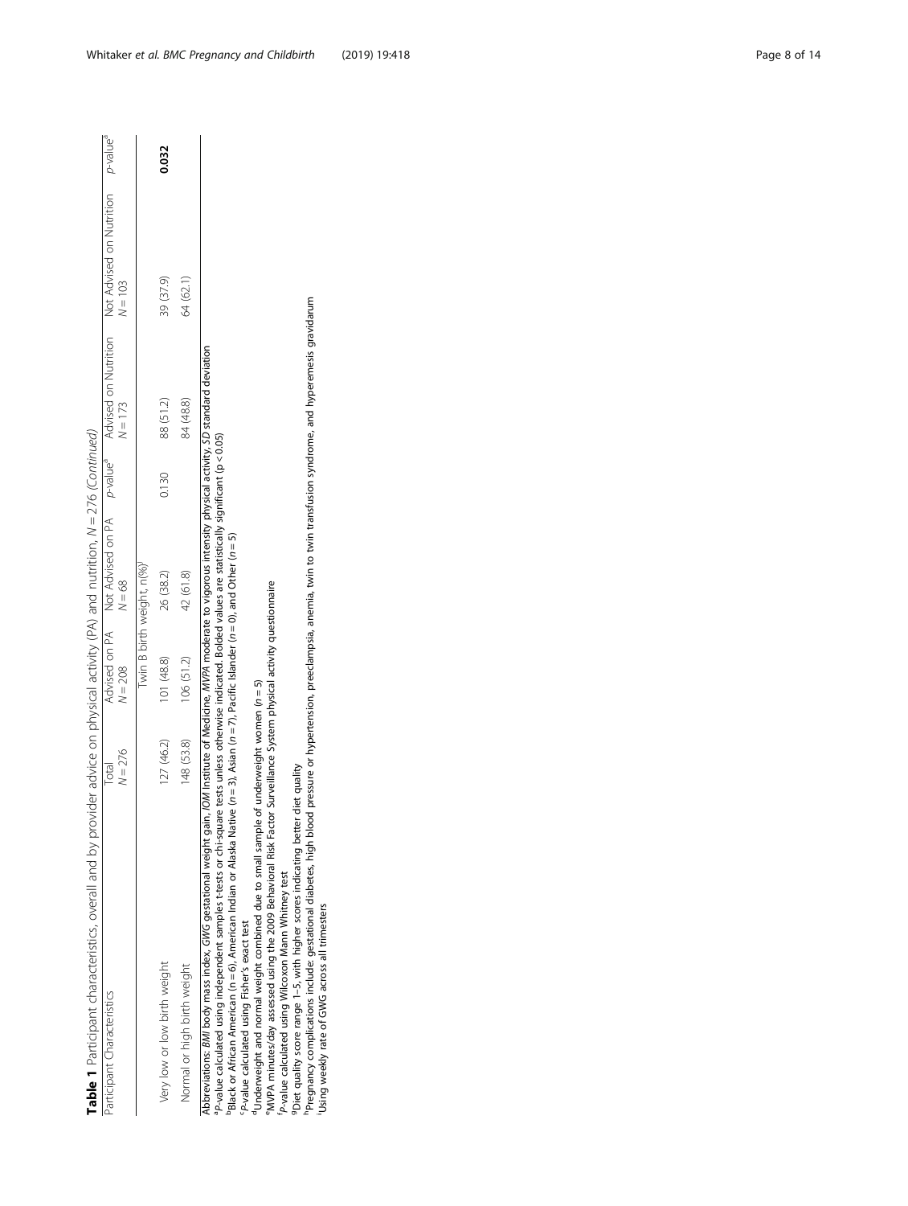**Table 1** Participant characteristics, overall and by provider advice on physical activity (PA) and nutrition, $N = 276$ *(Continued)*

| Participant Characteristics | Total $N = 276$ | Advised on PA $N = 208$ | Not Advised on PA $N = 68$ | p-value[a] | Advised on Nutrition $N = 173$ | Not Advised on Nutrition $N = 103$ | p-value[a] |
|---|---|---|---|---|---|---|---|
| | | Twin B birth weight, n(%)[j] | | | | | |
| Very low or low birth weight | 127 (46.2) | 101 (48.8) | 26 (38.2) | 0.130 | 88 (51.2) | 39 (37.9) | **0.032** |
| Normal or high birth weight | 148 (53.8) | 106 (51.2) | 42 (61.8) | | 84 (48.8) | 64 (62.1) | |

Abbreviations: *BMI* body mass index, *GWG* gestational weight gain, *IOM* Institute of Medicine, *MVPA* moderate to vigorous intensity physical activity, *SD* standard deviation

[a]*P*-value calculated using independent samples t-tests or chi-square tests unless otherwise indicated. Bolded values are statistically significant ($p < 0.05$)

[b]Black or African American ($n = 6$), American Indian or Alaska Native ($n = 3$), Asian ($n = 7$), Pacific Islander ($n = 0$), and Other ($n = 5$)

[c]*P*-value calculated using Fisher's exact test

[d]Underweight and normal weight combined due to small sample of underweight women ($n = 5$)

[e]MVPA minutes/day assessed using the 2009 Behavioral Risk Factor Surveillance System physical activity questionnaire

[f]*P*-value calculated using Wilcoxon Mann Whitney test

[g]Diet quality score range 1–5, with higher scores indicating better diet quality

[h]Pregnancy complications include: gestational diabetes, high blood pressure or hypertension, preeclampsia, anemia, twin to twin transfusion syndrome, and hyperemesis gravidarum

[i]Using weekly rate of GWG across all trimesters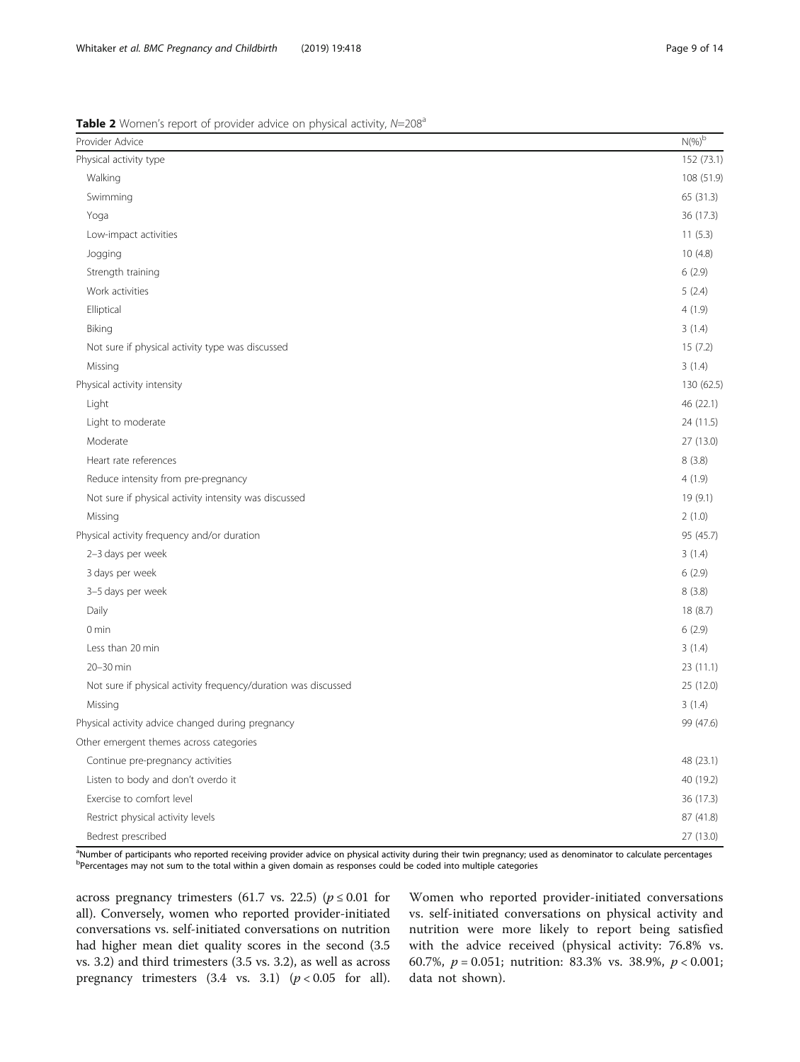**Table 2** Women's report of provider advice on physical activity, $N$=208[a]

| Provider Advice | N(%)[b] |
| --- | --- |
| Physical activity type | 152 (73.1) |
| Walking | 108 (51.9) |
| Swimming | 65 (31.3) |
| Yoga | 36 (17.3) |
| Low-impact activities | 11 (5.3) |
| Jogging | 10 (4.8) |
| Strength training | 6 (2.9) |
| Work activities | 5 (2.4) |
| Elliptical | 4 (1.9) |
| Biking | 3 (1.4) |
| Not sure if physical activity type was discussed | 15 (7.2) |
| Missing | 3 (1.4) |
| Physical activity intensity | 130 (62.5) |
| Light | 46 (22.1) |
| Light to moderate | 24 (11.5) |
| Moderate | 27 (13.0) |
| Heart rate references | 8 (3.8) |
| Reduce intensity from pre-pregnancy | 4 (1.9) |
| Not sure if physical activity intensity was discussed | 19 (9.1) |
| Missing | 2 (1.0) |
| Physical activity frequency and/or duration | 95 (45.7) |
| 2–3 days per week | 3 (1.4) |
| 3 days per week | 6 (2.9) |
| 3–5 days per week | 8 (3.8) |
| Daily | 18 (8.7) |
| 0 min | 6 (2.9) |
| Less than 20 min | 3 (1.4) |
| 20–30 min | 23 (11.1) |
| Not sure if physical activity frequency/duration was discussed | 25 (12.0) |
| Missing | 3 (1.4) |
| Physical activity advice changed during pregnancy | 99 (47.6) |
| Other emergent themes across categories | |
| Continue pre-pregnancy activities | 48 (23.1) |
| Listen to body and don't overdo it | 40 (19.2) |
| Exercise to comfort level | 36 (17.3) |
| Restrict physical activity levels | 87 (41.8) |
| Bedrest prescribed | 27 (13.0) |

[a]Number of participants who reported receiving provider advice on physical activity during their twin pregnancy; used as denominator to calculate percentages
[b]Percentages may not sum to the total within a given domain as responses could be coded into multiple categories

across pregnancy trimesters (61.7 vs. 22.5) ($p \leq 0.01$ for all). Conversely, women who reported provider-initiated conversations vs. self-initiated conversations on nutrition had higher mean diet quality scores in the second (3.5 vs. 3.2) and third trimesters (3.5 vs. 3.2), as well as across pregnancy trimesters (3.4 vs. 3.1) ($p < 0.05$ for all). Women who reported provider-initiated conversations vs. self-initiated conversations on physical activity and nutrition were more likely to report being satisfied with the advice received (physical activity: 76.8% vs. 60.7%, $p = 0.051$; nutrition: 83.3% vs. 38.9%, $p < 0.001$; data not shown).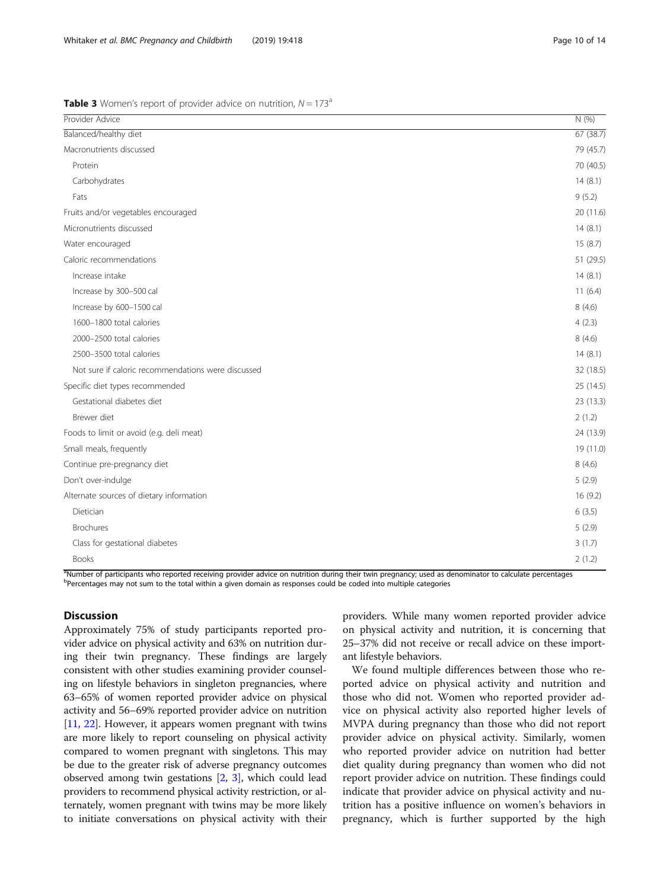**Table 3** Women's report of provider advice on nutrition, $N = 173$[a]

| Provider Advice | N (%) |
| --- | --- |
| Balanced/healthy diet | 67 (38.7) |
| Macronutrients discussed | 79 (45.7) |
| Protein | 70 (40.5) |
| Carbohydrates | 14 (8.1) |
| Fats | 9 (5.2) |
| Fruits and/or vegetables encouraged | 20 (11.6) |
| Micronutrients discussed | 14 (8.1) |
| Water encouraged | 15 (8.7) |
| Caloric recommendations | 51 (29.5) |
| Increase intake | 14 (8.1) |
| Increase by 300–500 cal | 11 (6.4) |
| Increase by 600–1500 cal | 8 (4.6) |
| 1600–1800 total calories | 4 (2.3) |
| 2000–2500 total calories | 8 (4.6) |
| 2500–3500 total calories | 14 (8.1) |
| Not sure if caloric recommendations were discussed | 32 (18.5) |
| Specific diet types recommended | 25 (14.5) |
| Gestational diabetes diet | 23 (13.3) |
| Brewer diet | 2 (1.2) |
| Foods to limit or avoid (e.g. deli meat) | 24 (13.9) |
| Small meals, frequently | 19 (11.0) |
| Continue pre-pregnancy diet | 8 (4.6) |
| Don't over-indulge | 5 (2.9) |
| Alternate sources of dietary information | 16 (9.2) |
| Dietician | 6 (3.5) |
| Brochures | 5 (2.9) |
| Class for gestational diabetes | 3 (1.7) |
| Books | 2 (1.2) |

[a]Number of participants who reported receiving provider advice on nutrition during their twin pregnancy; used as denominator to calculate percentages
[b]Percentages may not sum to the total within a given domain as responses could be coded into multiple categories

## Discussion

Approximately 75% of study participants reported provider advice on physical activity and 63% on nutrition during their twin pregnancy. These findings are largely consistent with other studies examining provider counseling on lifestyle behaviors in singleton pregnancies, where 63–65% of women reported provider advice on physical activity and 56–69% reported provider advice on nutrition [11, 22]. However, it appears women pregnant with twins are more likely to report counseling on physical activity compared to women pregnant with singletons. This may be due to the greater risk of adverse pregnancy outcomes observed among twin gestations [2, 3], which could lead providers to recommend physical activity restriction, or alternately, women pregnant with twins may be more likely to initiate conversations on physical activity with their providers. While many women reported provider advice on physical activity and nutrition, it is concerning that 25–37% did not receive or recall advice on these important lifestyle behaviors.

We found multiple differences between those who reported advice on physical activity and nutrition and those who did not. Women who reported provider advice on physical activity also reported higher levels of MVPA during pregnancy than those who did not report provider advice on physical activity. Similarly, women who reported provider advice on nutrition had better diet quality during pregnancy than women who did not report provider advice on nutrition. These findings could indicate that provider advice on physical activity and nutrition has a positive influence on women's behaviors in pregnancy, which is further supported by the high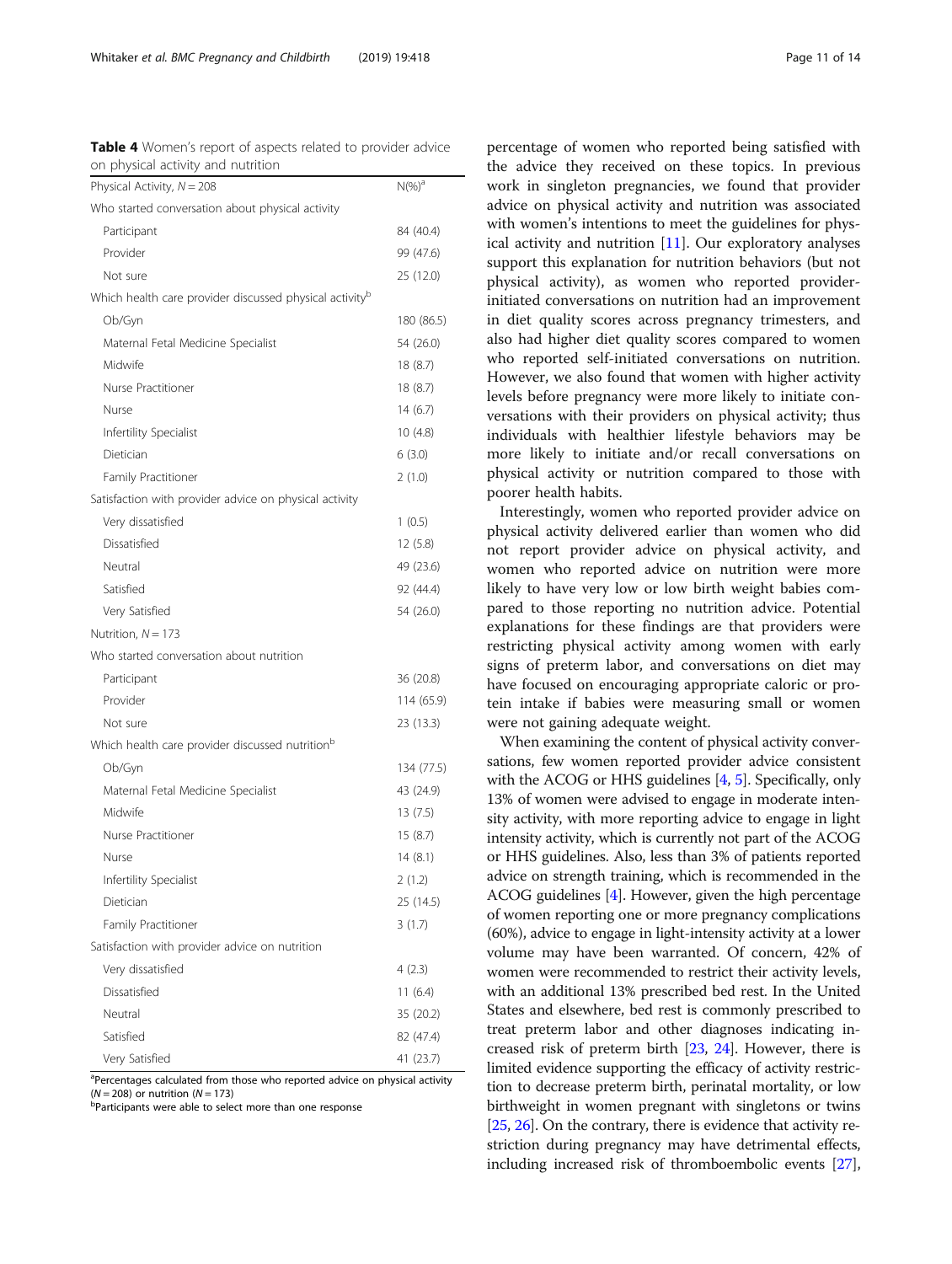**Table 4** Women's report of aspects related to provider advice on physical activity and nutrition

| Physical Activity, N = 208 | N(%)[a] |
|---|---|
| Who started conversation about physical activity | |
| Participant | 84 (40.4) |
| Provider | 99 (47.6) |
| Not sure | 25 (12.0) |
| Which health care provider discussed physical activity[b] | |
| Ob/Gyn | 180 (86.5) |
| Maternal Fetal Medicine Specialist | 54 (26.0) |
| Midwife | 18 (8.7) |
| Nurse Practitioner | 18 (8.7) |
| Nurse | 14 (6.7) |
| Infertility Specialist | 10 (4.8) |
| Dietician | 6 (3.0) |
| Family Practitioner | 2 (1.0) |
| Satisfaction with provider advice on physical activity | |
| Very dissatisfied | 1 (0.5) |
| Dissatisfied | 12 (5.8) |
| Neutral | 49 (23.6) |
| Satisfied | 92 (44.4) |
| Very Satisfied | 54 (26.0) |
| Nutrition, N = 173 | |
| Who started conversation about nutrition | |
| Participant | 36 (20.8) |
| Provider | 114 (65.9) |
| Not sure | 23 (13.3) |
| Which health care provider discussed nutrition[b] | |
| Ob/Gyn | 134 (77.5) |
| Maternal Fetal Medicine Specialist | 43 (24.9) |
| Midwife | 13 (7.5) |
| Nurse Practitioner | 15 (8.7) |
| Nurse | 14 (8.1) |
| Infertility Specialist | 2 (1.2) |
| Dietician | 25 (14.5) |
| Family Practitioner | 3 (1.7) |
| Satisfaction with provider advice on nutrition | |
| Very dissatisfied | 4 (2.3) |
| Dissatisfied | 11 (6.4) |
| Neutral | 35 (20.2) |
| Satisfied | 82 (47.4) |
| Very Satisfied | 41 (23.7) |

[a]Percentages calculated from those who reported advice on physical activity (N = 208) or nutrition (N = 173)
[b]Participants were able to select more than one response

percentage of women who reported being satisfied with the advice they received on these topics. In previous work in singleton pregnancies, we found that provider advice on physical activity and nutrition was associated with women's intentions to meet the guidelines for physical activity and nutrition [11]. Our exploratory analyses support this explanation for nutrition behaviors (but not physical activity), as women who reported provider-initiated conversations on nutrition had an improvement in diet quality scores across pregnancy trimesters, and also had higher diet quality scores compared to women who reported self-initiated conversations on nutrition. However, we also found that women with higher activity levels before pregnancy were more likely to initiate conversations with their providers on physical activity; thus individuals with healthier lifestyle behaviors may be more likely to initiate and/or recall conversations on physical activity or nutrition compared to those with poorer health habits.

Interestingly, women who reported provider advice on physical activity delivered earlier than women who did not report provider advice on physical activity, and women who reported advice on nutrition were more likely to have very low or low birth weight babies compared to those reporting no nutrition advice. Potential explanations for these findings are that providers were restricting physical activity among women with early signs of preterm labor, and conversations on diet may have focused on encouraging appropriate caloric or protein intake if babies were measuring small or women were not gaining adequate weight.

When examining the content of physical activity conversations, few women reported provider advice consistent with the ACOG or HHS guidelines [4, 5]. Specifically, only 13% of women were advised to engage in moderate intensity activity, with more reporting advice to engage in light intensity activity, which is currently not part of the ACOG or HHS guidelines. Also, less than 3% of patients reported advice on strength training, which is recommended in the ACOG guidelines [4]. However, given the high percentage of women reporting one or more pregnancy complications (60%), advice to engage in light-intensity activity at a lower volume may have been warranted. Of concern, 42% of women were recommended to restrict their activity levels, with an additional 13% prescribed bed rest. In the United States and elsewhere, bed rest is commonly prescribed to treat preterm labor and other diagnoses indicating increased risk of preterm birth [23, 24]. However, there is limited evidence supporting the efficacy of activity restriction to decrease preterm birth, perinatal mortality, or low birthweight in women pregnant with singletons or twins [25, 26]. On the contrary, there is evidence that activity restriction during pregnancy may have detrimental effects, including increased risk of thromboembolic events [27],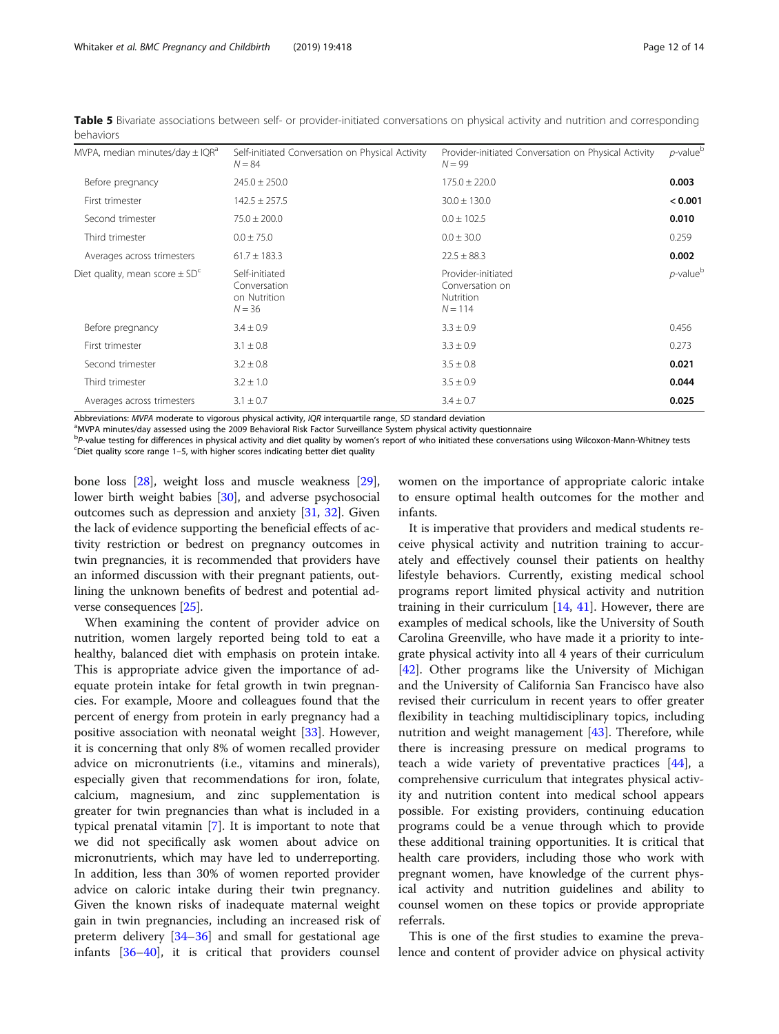**Table 5** Bivariate associations between self- or provider-initiated conversations on physical activity and nutrition and corresponding behaviors

| MVPA, median minutes/day ± IQR[a] | Self-initiated Conversation on Physical Activity N = 84 | Provider-initiated Conversation on Physical Activity N = 99 | p-value[b] |
|---|---|---|---|
| Before pregnancy | 245.0 ± 250.0 | 175.0 ± 220.0 | **0.003** |
| First trimester | 142.5 ± 257.5 | 30.0 ± 130.0 | **< 0.001** |
| Second trimester | 75.0 ± 200.0 | 0.0 ± 102.5 | **0.010** |
| Third trimester | 0.0 ± 75.0 | 0.0 ± 30.0 | 0.259 |
| Averages across trimesters | 61.7 ± 183.3 | 22.5 ± 88.3 | **0.002** |
| Diet quality, mean score ± SD[c] | Self-initiated Conversation on Nutrition N = 36 | Provider-initiated Conversation on Nutrition N = 114 | p-value[b] |
| Before pregnancy | 3.4 ± 0.9 | 3.3 ± 0.9 | 0.456 |
| First trimester | 3.1 ± 0.8 | 3.3 ± 0.9 | 0.273 |
| Second trimester | 3.2 ± 0.8 | 3.5 ± 0.8 | **0.021** |
| Third trimester | 3.2 ± 1.0 | 3.5 ± 0.9 | **0.044** |
| Averages across trimesters | 3.1 ± 0.7 | 3.4 ± 0.7 | **0.025** |

Abbreviations: *MVPA* moderate to vigorous physical activity, *IQR* interquartile range, *SD* standard deviation
[a]MVPA minutes/day assessed using the 2009 Behavioral Risk Factor Surveillance System physical activity questionnaire
[b]*P*-value testing for differences in physical activity and diet quality by women's report of who initiated these conversations using Wilcoxon-Mann-Whitney tests
[c]Diet quality score range 1–5, with higher scores indicating better diet quality

bone loss [28], weight loss and muscle weakness [29], lower birth weight babies [30], and adverse psychosocial outcomes such as depression and anxiety [31, 32]. Given the lack of evidence supporting the beneficial effects of activity restriction or bedrest on pregnancy outcomes in twin pregnancies, it is recommended that providers have an informed discussion with their pregnant patients, outlining the unknown benefits of bedrest and potential adverse consequences [25].

When examining the content of provider advice on nutrition, women largely reported being told to eat a healthy, balanced diet with emphasis on protein intake. This is appropriate advice given the importance of adequate protein intake for fetal growth in twin pregnancies. For example, Moore and colleagues found that the percent of energy from protein in early pregnancy had a positive association with neonatal weight [33]. However, it is concerning that only 8% of women recalled provider advice on micronutrients (i.e., vitamins and minerals), especially given that recommendations for iron, folate, calcium, magnesium, and zinc supplementation is greater for twin pregnancies than what is included in a typical prenatal vitamin [7]. It is important to note that we did not specifically ask women about advice on micronutrients, which may have led to underreporting. In addition, less than 30% of women reported provider advice on caloric intake during their twin pregnancy. Given the known risks of inadequate maternal weight gain in twin pregnancies, including an increased risk of preterm delivery [34–36] and small for gestational age infants [36–40], it is critical that providers counsel women on the importance of appropriate caloric intake to ensure optimal health outcomes for the mother and infants.

It is imperative that providers and medical students receive physical activity and nutrition training to accurately and effectively counsel their patients on healthy lifestyle behaviors. Currently, existing medical school programs report limited physical activity and nutrition training in their curriculum [14, 41]. However, there are examples of medical schools, like the University of South Carolina Greenville, who have made it a priority to integrate physical activity into all 4 years of their curriculum [42]. Other programs like the University of Michigan and the University of California San Francisco have also revised their curriculum in recent years to offer greater flexibility in teaching multidisciplinary topics, including nutrition and weight management [43]. Therefore, while there is increasing pressure on medical programs to teach a wide variety of preventative practices [44], a comprehensive curriculum that integrates physical activity and nutrition content into medical school appears possible. For existing providers, continuing education programs could be a venue through which to provide these additional training opportunities. It is critical that health care providers, including those who work with pregnant women, have knowledge of the current physical activity and nutrition guidelines and ability to counsel women on these topics or provide appropriate referrals.

This is one of the first studies to examine the prevalence and content of provider advice on physical activity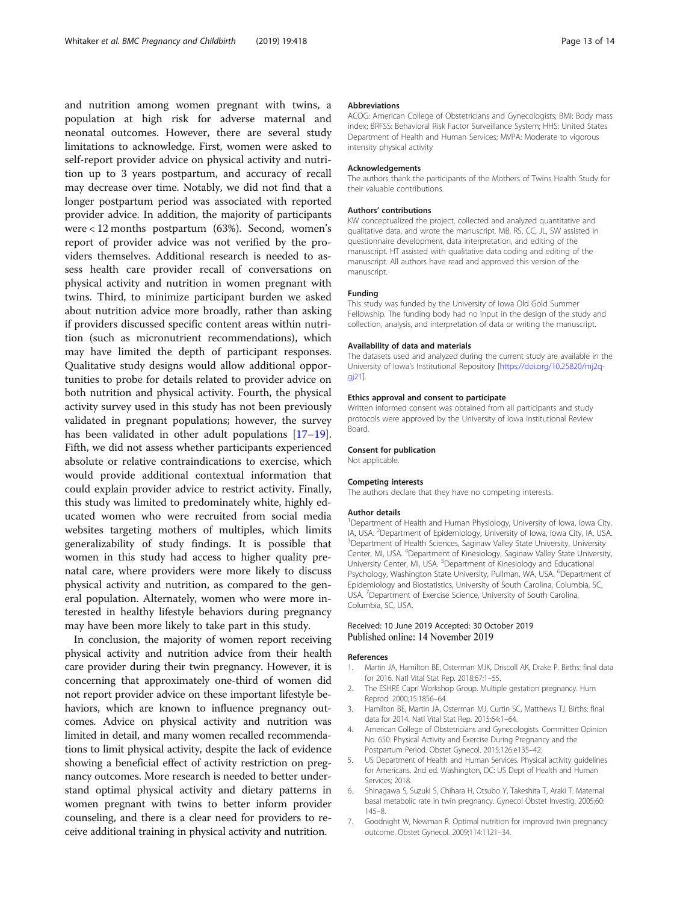and nutrition among women pregnant with twins, a population at high risk for adverse maternal and neonatal outcomes. However, there are several study limitations to acknowledge. First, women were asked to self-report provider advice on physical activity and nutrition up to 3 years postpartum, and accuracy of recall may decrease over time. Notably, we did not find that a longer postpartum period was associated with reported provider advice. In addition, the majority of participants were < 12 months postpartum (63%). Second, women's report of provider advice was not verified by the providers themselves. Additional research is needed to assess health care provider recall of conversations on physical activity and nutrition in women pregnant with twins. Third, to minimize participant burden we asked about nutrition advice more broadly, rather than asking if providers discussed specific content areas within nutrition (such as micronutrient recommendations), which may have limited the depth of participant responses. Qualitative study designs would allow additional opportunities to probe for details related to provider advice on both nutrition and physical activity. Fourth, the physical activity survey used in this study has not been previously validated in pregnant populations; however, the survey has been validated in other adult populations [17–19]. Fifth, we did not assess whether participants experienced absolute or relative contraindications to exercise, which would provide additional contextual information that could explain provider advice to restrict activity. Finally, this study was limited to predominately white, highly educated women who were recruited from social media websites targeting mothers of multiples, which limits generalizability of study findings. It is possible that women in this study had access to higher quality prenatal care, where providers were more likely to discuss physical activity and nutrition, as compared to the general population. Alternately, women who were more interested in healthy lifestyle behaviors during pregnancy may have been more likely to take part in this study.

In conclusion, the majority of women report receiving physical activity and nutrition advice from their health care provider during their twin pregnancy. However, it is concerning that approximately one-third of women did not report provider advice on these important lifestyle behaviors, which are known to influence pregnancy outcomes. Advice on physical activity and nutrition was limited in detail, and many women recalled recommendations to limit physical activity, despite the lack of evidence showing a beneficial effect of activity restriction on pregnancy outcomes. More research is needed to better understand optimal physical activity and dietary patterns in women pregnant with twins to better inform provider counseling, and there is a clear need for providers to receive additional training in physical activity and nutrition.

#### Abbreviations

ACOG: American College of Obstetricians and Gynecologists; BMI: Body mass index; BRFSS: Behavioral Risk Factor Surveillance System; HHS: United States Department of Health and Human Services; MVPA: Moderate to vigorous intensity physical activity

#### Acknowledgements

The authors thank the participants of the Mothers of Twins Health Study for their valuable contributions.

#### Authors' contributions

KW conceptualized the project, collected and analyzed quantitative and qualitative data, and wrote the manuscript. MB, RS, CC, JL, SW assisted in questionnaire development, data interpretation, and editing of the manuscript. HT assisted with qualitative data coding and editing of the manuscript. All authors have read and approved this version of the manuscript.

#### Funding

This study was funded by the University of Iowa Old Gold Summer Fellowship. The funding body had no input in the design of the study and collection, analysis, and interpretation of data or writing the manuscript.

#### Availability of data and materials

The datasets used and analyzed during the current study are available in the University of Iowa's Institutional Repository [https://doi.org/10.25820/mj2q-gj21].

#### Ethics approval and consent to participate

Written informed consent was obtained from all participants and study protocols were approved by the University of Iowa Institutional Review Board.

#### Consent for publication

Not applicable.

#### Competing interests

The authors declare that they have no competing interests.

#### Author details

[1]Department of Health and Human Physiology, University of Iowa, Iowa City, IA, USA. [2]Department of Epidemiology, University of Iowa, Iowa City, IA, USA. [3]Department of Health Sciences, Saginaw Valley State University, University Center, MI, USA. [4]Department of Kinesiology, Saginaw Valley State University, University Center, MI, USA. [5]Department of Kinesiology and Educational Psychology, Washington State University, Pullman, WA, USA. [6]Department of Epidemiology and Biostatistics, University of South Carolina, Columbia, SC, USA. [7]Department of Exercise Science, University of South Carolina, Columbia, SC, USA.

Received: 10 June 2019 Accepted: 30 October 2019
Published online: 14 November 2019

#### References

1. Martin JA, Hamilton BE, Osterman MJK, Driscoll AK, Drake P. Births: final data for 2016. Natl Vital Stat Rep. 2018;67:1–55.
2. The ESHRE Capri Workshop Group. Multiple gestation pregnancy. Hum Reprod. 2000;15:1856–64.
3. Hamilton BE, Martin JA, Osterman MJ, Curtin SC, Matthews TJ. Births: final data for 2014. Natl Vital Stat Rep. 2015;64:1–64.
4. American College of Obstetricians and Gynecologists. Committee Opinion No. 650: Physical Activity and Exercise During Pregnancy and the Postpartum Period. Obstet Gynecol. 2015;126:e135–42.
5. US Department of Health and Human Services. Physical activity guidelines for Americans. 2nd ed. Washington, DC: US Dept of Health and Human Services; 2018.
6. Shinagawa S, Suzuki S, Chihara H, Otsubo Y, Takeshita T, Araki T. Maternal basal metabolic rate in twin pregnancy. Gynecol Obstet Investig. 2005;60:145–8.
7. Goodnight W, Newman R. Optimal nutrition for improved twin pregnancy outcome. Obstet Gynecol. 2009;114:1121–34.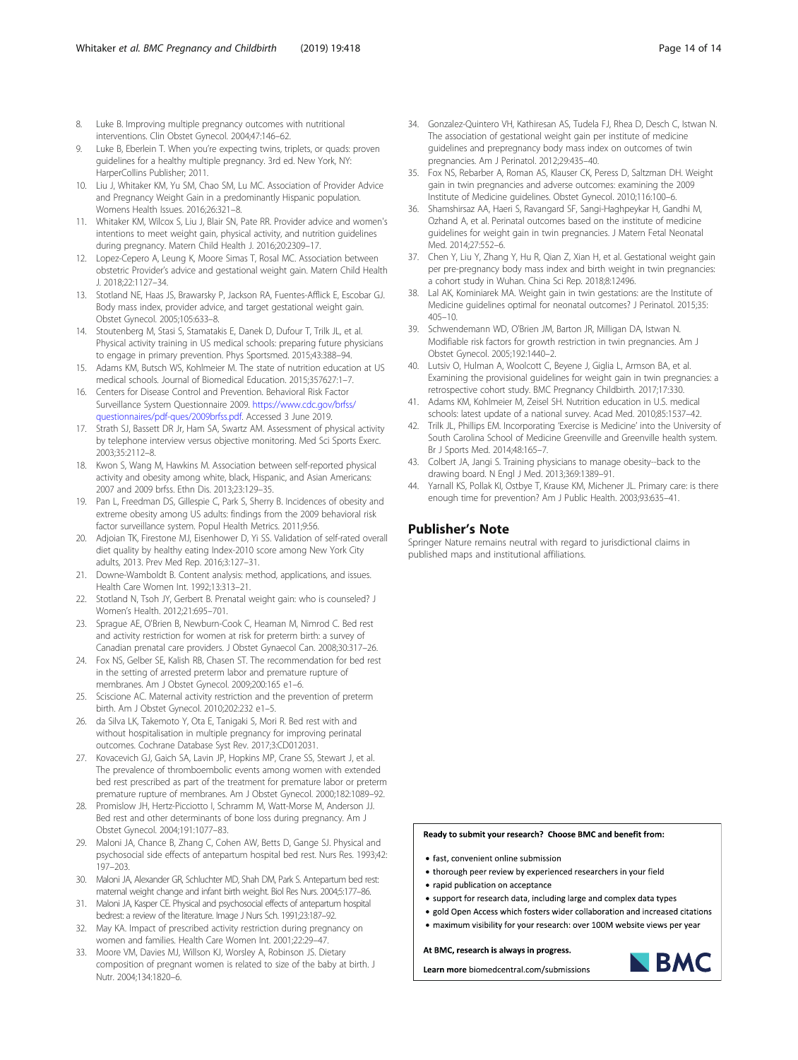8. Luke B. Improving multiple pregnancy outcomes with nutritional interventions. Clin Obstet Gynecol. 2004;47:146–62.
9. Luke B, Eberlein T. When you're expecting twins, triplets, or quads: proven guidelines for a healthy multiple pregnancy. 3rd ed. New York, NY: HarperCollins Publisher; 2011.
10. Liu J, Whitaker KM, Yu SM, Chao SM, Lu MC. Association of Provider Advice and Pregnancy Weight Gain in a predominantly Hispanic population. Womens Health Issues. 2016;26:321–8.
11. Whitaker KM, Wilcox S, Liu J, Blair SN, Pate RR. Provider advice and women's intentions to meet weight gain, physical activity, and nutrition guidelines during pregnancy. Matern Child Health J. 2016;20:2309–17.
12. Lopez-Cepero A, Leung K, Moore Simas T, Rosal MC. Association between obstetric Provider's advice and gestational weight gain. Matern Child Health J. 2018;22:1127–34.
13. Stotland NE, Haas JS, Brawarsky P, Jackson RA, Fuentes-Afflick E, Escobar GJ. Body mass index, provider advice, and target gestational weight gain. Obstet Gynecol. 2005;105:633–8.
14. Stoutenberg M, Stasi S, Stamatakis E, Danek D, Dufour T, Trilk JL, et al. Physical activity training in US medical schools: preparing future physicians to engage in primary prevention. Phys Sportsmed. 2015;43:388–94.
15. Adams KM, Butsch WS, Kohlmeier M. The state of nutrition education at US medical schools. Journal of Biomedical Education. 2015;357627:1–7.
16. Centers for Disease Control and Prevention. Behavioral Risk Factor Surveillance System Questionnaire 2009. https://www.cdc.gov/brfss/questionnaires/pdf-ques/2009brfss.pdf. Accessed 3 June 2019.
17. Strath SJ, Bassett DR Jr, Ham SA, Swartz AM. Assessment of physical activity by telephone interview versus objective monitoring. Med Sci Sports Exerc. 2003;35:2112–8.
18. Kwon S, Wang M, Hawkins M. Association between self-reported physical activity and obesity among white, black, Hispanic, and Asian Americans: 2007 and 2009 brfss. Ethn Dis. 2013;23:129–35.
19. Pan L, Freedman DS, Gillespie C, Park S, Sherry B. Incidences of obesity and extreme obesity among US adults: findings from the 2009 behavioral risk factor surveillance system. Popul Health Metrics. 2011;9:56.
20. Adjoian TK, Firestone MJ, Eisenhower D, Yi SS. Validation of self-rated overall diet quality by healthy eating Index-2010 score among New York City adults, 2013. Prev Med Rep. 2016;3:127–31.
21. Downe-Wamboldt B. Content analysis: method, applications, and issues. Health Care Women Int. 1992;13:313–21.
22. Stotland N, Tsoh JY, Gerbert B. Prenatal weight gain: who is counseled? J Women's Health. 2012;21:695–701.
23. Sprague AE, O'Brien B, Newburn-Cook C, Heaman M, Nimrod C. Bed rest and activity restriction for women at risk for preterm birth: a survey of Canadian prenatal care providers. J Obstet Gynaecol Can. 2008;30:317–26.
24. Fox NS, Gelber SE, Kalish RB, Chasen ST. The recommendation for bed rest in the setting of arrested preterm labor and premature rupture of membranes. Am J Obstet Gynecol. 2009;200:165 e1–6.
25. Sciscione AC. Maternal activity restriction and the prevention of preterm birth. Am J Obstet Gynecol. 2010;202:232 e1–5.
26. da Silva LK, Takemoto Y, Ota E, Tanigaki S, Mori R. Bed rest with and without hospitalisation in multiple pregnancy for improving perinatal outcomes. Cochrane Database Syst Rev. 2017;3:CD012031.
27. Kovacevich GJ, Gaich SA, Lavin JP, Hopkins MP, Crane SS, Stewart J, et al. The prevalence of thromboembolic events among women with extended bed rest prescribed as part of the treatment for premature labor or preterm premature rupture of membranes. Am J Obstet Gynecol. 2000;182:1089–92.
28. Promislow JH, Hertz-Picciotto I, Schramm M, Watt-Morse M, Anderson JJ. Bed rest and other determinants of bone loss during pregnancy. Am J Obstet Gynecol. 2004;191:1077–83.
29. Maloni JA, Chance B, Zhang C, Cohen AW, Betts D, Gange SJ. Physical and psychosocial side effects of antepartum hospital bed rest. Nurs Res. 1993;42:197–203.
30. Maloni JA, Alexander GR, Schluchter MD, Shah DM, Park S. Antepartum bed rest: maternal weight change and infant birth weight. Biol Res Nurs. 2004;5:177–86.
31. Maloni JA, Kasper CE. Physical and psychosocial effects of antepartum hospital bedrest: a review of the literature. Image J Nurs Sch. 1991;23:187–92.
32. May KA. Impact of prescribed activity restriction during pregnancy on women and families. Health Care Women Int. 2001;22:29–47.
33. Moore VM, Davies MJ, Willson KJ, Worsley A, Robinson JS. Dietary composition of pregnant women is related to size of the baby at birth. J Nutr. 2004;134:1820–6.
34. Gonzalez-Quintero VH, Kathiresan AS, Tudela FJ, Rhea D, Desch C, Istwan N. The association of gestational weight gain per institute of medicine guidelines and prepregnancy body mass index on outcomes of twin pregnancies. Am J Perinatol. 2012;29:435–40.
35. Fox NS, Rebarber A, Roman AS, Klauser CK, Peress D, Saltzman DH. Weight gain in twin pregnancies and adverse outcomes: examining the 2009 Institute of Medicine guidelines. Obstet Gynecol. 2010;116:100–6.
36. Shamshirsaz AA, Haeri S, Ravangard SF, Sangi-Haghpeykar H, Gandhi M, Ozhand A, et al. Perinatal outcomes based on the institute of medicine guidelines for weight gain in twin pregnancies. J Matern Fetal Neonatal Med. 2014;27:552–6.
37. Chen Y, Liu Y, Zhang Y, Hu R, Qian Z, Xian H, et al. Gestational weight gain per pre-pregnancy body mass index and birth weight in twin pregnancies: a cohort study in Wuhan. China Sci Rep. 2018;8:12496.
38. Lal AK, Kominiarek MA. Weight gain in twin gestations: are the Institute of Medicine guidelines optimal for neonatal outcomes? J Perinatol. 2015;35:405–10.
39. Schwendemann WD, O'Brien JM, Barton JR, Milligan DA, Istwan N. Modifiable risk factors for growth restriction in twin pregnancies. Am J Obstet Gynecol. 2005;192:1440–2.
40. Lutsiv O, Hulman A, Woolcott C, Beyene J, Giglia L, Armson BA, et al. Examining the provisional guidelines for weight gain in twin pregnancies: a retrospective cohort study. BMC Pregnancy Childbirth. 2017;17:330.
41. Adams KM, Kohlmeier M, Zeisel SH. Nutrition education in U.S. medical schools: latest update of a national survey. Acad Med. 2010;85:1537–42.
42. Trilk JL, Phillips EM. Incorporating 'Exercise is Medicine' into the University of South Carolina School of Medicine Greenville and Greenville health system. Br J Sports Med. 2014;48:165–7.
43. Colbert JA, Jangi S. Training physicians to manage obesity--back to the drawing board. N Engl J Med. 2013;369:1389–91.
44. Yarnall KS, Pollak KI, Ostbye T, Krause KM, Michener JL. Primary care: is there enough time for prevention? Am J Public Health. 2003;93:635–41.

## Publisher's Note

Springer Nature remains neutral with regard to jurisdictional claims in published maps and institutional affiliations.

**Ready to submit your research? Choose BMC and benefit from:**

- fast, convenient online submission
- thorough peer review by experienced researchers in your field
- rapid publication on acceptance
- support for research data, including large and complex data types
- gold Open Access which fosters wider collaboration and increased citations
- maximum visibility for your research: over 100M website views per year

**At BMC, research is always in progress.**

**Learn more** biomedcentral.com/submissions

BMC